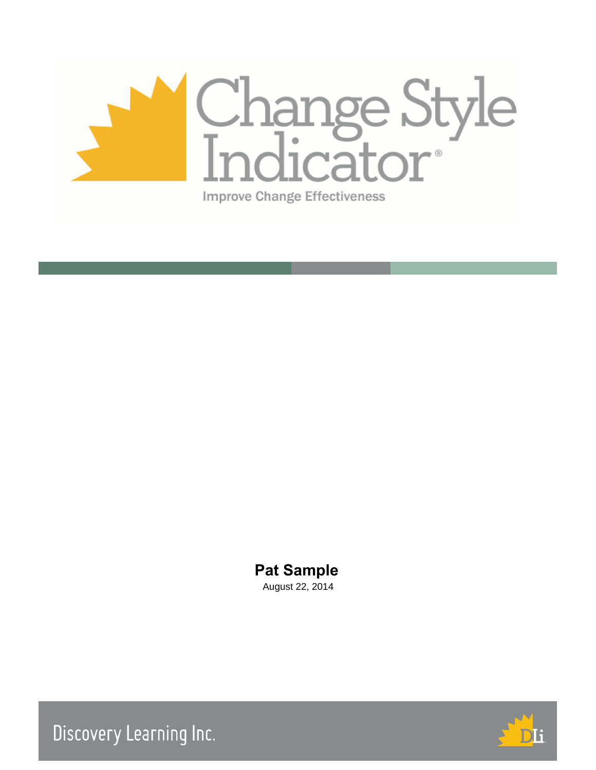# Change Style Indicator®

Improve Change Effectiveness

**Pat Sample**

August 22, 2014

Discovery Learning Inc.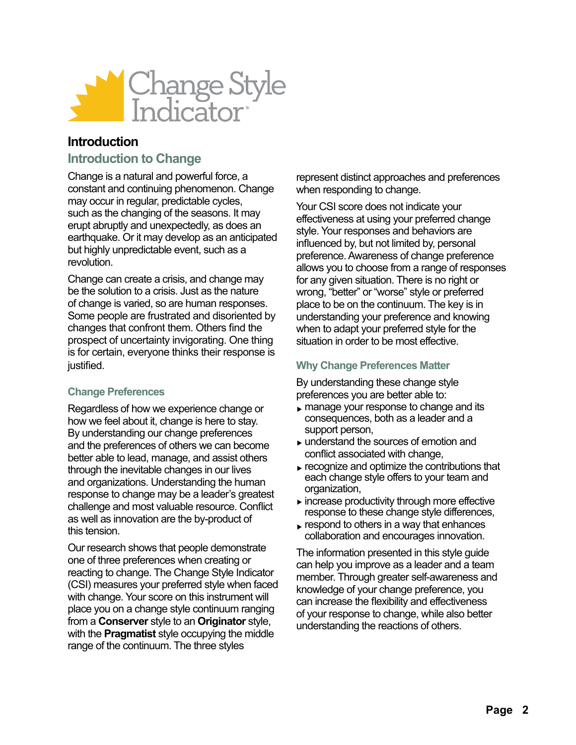# Change Style Indicator®

## Introduction

### Introduction to Change

Change is a natural and powerful force, a constant and continuing phenomenon. Change may occur in regular, predictable cycles, such as the changing of the seasons. It may erupt abruptly and unexpectedly, as does an earthquake. Or it may develop as an anticipated but highly unpredictable event, such as a revolution.

Change can create a crisis, and change may be the solution to a crisis. Just as the nature of change is varied, so are human responses. Some people are frustrated and disoriented by changes that confront them. Others find the prospect of uncertainty invigorating. One thing is for certain, everyone thinks their response is justified.

### Change Preferences

Regardless of how we experience change or how we feel about it, change is here to stay. By understanding our change preferences and the preferences of others we can become better able to lead, manage, and assist others through the inevitable changes in our lives and organizations. Understanding the human response to change may be a leader's greatest challenge and most valuable resource. Conflict as well as innovation are the by-product of this tension.

Our research shows that people demonstrate one of three preferences when creating or reacting to change. The Change Style Indicator (CSI) measures your preferred style when faced with change. Your score on this instrument will place you on a change style continuum ranging from a **Conserver** style to an **Originator** style, with the **Pragmatist** style occupying the middle range of the continuum. The three styles represent distinct approaches and preferences when responding to change.

Your CSI score does not indicate your effectiveness at using your preferred change style. Your responses and behaviors are influenced by, but not limited by, personal preference. Awareness of change preference allows you to choose from a range of responses for any given situation. There is no right or wrong, "better" or "worse" style or preferred place to be on the continuum. The key is in understanding your preference and knowing when to adapt your preferred style for the situation in order to be most effective.

### Why Change Preferences Matter

By understanding these change style preferences you are better able to:

- manage your response to change and its consequences, both as a leader and a support person,
- understand the sources of emotion and conflict associated with change,
- recognize and optimize the contributions that each change style offers to your team and organization,
- increase productivity through more effective response to these change style differences,
- respond to others in a way that enhances collaboration and encourages innovation.

The information presented in this style guide can help you improve as a leader and a team member. Through greater self-awareness and knowledge of your change preference, you can increase the flexibility and effectiveness of your response to change, while also better understanding the reactions of others.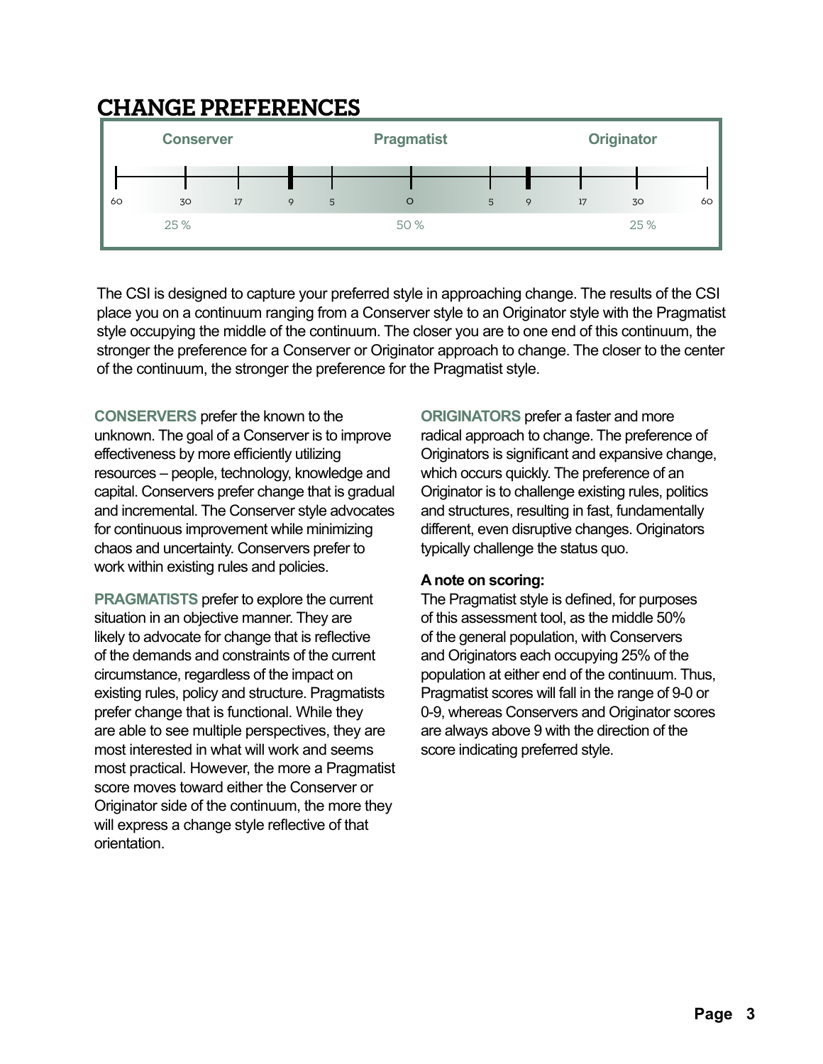# CHANGE PREFERENCES

| Conserver | | | | | Pragmatist | | | | | Originator |
|---|---|---|---|---|---|---|---|---|---|---|
| 60 | 30 | 17 | 9 | 5 | 0 | 5 | 9 | 17 | 30 | 60 |
| | 25 % | | | | 50 % | | | | 25 % | |

The CSI is designed to capture your preferred style in approaching change. The results of the CSI place you on a continuum ranging from a Conserver style to an Originator style with the Pragmatist style occupying the middle of the continuum. The closer you are to one end of this continuum, the stronger the preference for a Conserver or Originator approach to change. The closer to the center of the continuum, the stronger the preference for the Pragmatist style.

**CONSERVERS** prefer the known to the unknown. The goal of a Conserver is to improve effectiveness by more efficiently utilizing resources – people, technology, knowledge and capital. Conservers prefer change that is gradual and incremental. The Conserver style advocates for continuous improvement while minimizing chaos and uncertainty. Conservers prefer to work within existing rules and policies.

**PRAGMATISTS** prefer to explore the current situation in an objective manner. They are likely to advocate for change that is reflective of the demands and constraints of the current circumstance, regardless of the impact on existing rules, policy and structure. Pragmatists prefer change that is functional. While they are able to see multiple perspectives, they are most interested in what will work and seems most practical. However, the more a Pragmatist score moves toward either the Conserver or Originator side of the continuum, the more they will express a change style reflective of that orientation.

**ORIGINATORS** prefer a faster and more radical approach to change. The preference of Originators is significant and expansive change, which occurs quickly. The preference of an Originator is to challenge existing rules, politics and structures, resulting in fast, fundamentally different, even disruptive changes. Originators typically challenge the status quo.

**A note on scoring:**
The Pragmatist style is defined, for purposes of this assessment tool, as the middle 50% of the general population, with Conservers and Originators each occupying 25% of the population at either end of the continuum. Thus, Pragmatist scores will fall in the range of 9-0 or 0-9, whereas Conservers and Originator scores are always above 9 with the direction of the score indicating preferred style.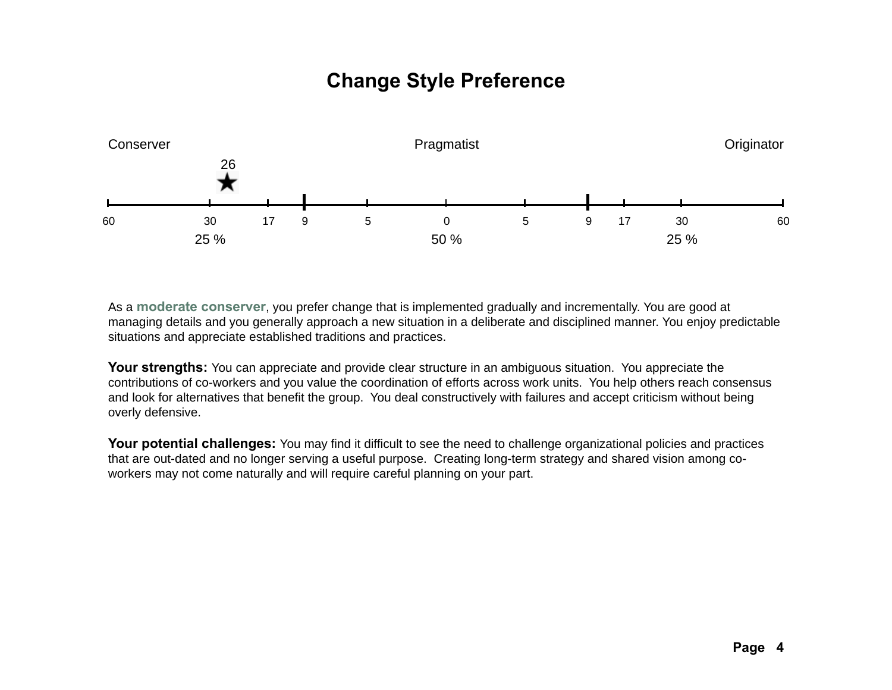# Change Style Preference

Conserver — Pragmatist — Originator

26 ★

| 60 | 30 | 17 | 9 | 5 | 0 | 5 | 9 | 17 | 30 | 60 |
|---|---|---|---|---|---|---|---|---|---|---|

25 % — 50 % — 25 %

As a **moderate conserver**, you prefer change that is implemented gradually and incrementally. You are good at managing details and you generally approach a new situation in a deliberate and disciplined manner. You enjoy predictable situations and appreciate established traditions and practices.

**Your strengths:** You can appreciate and provide clear structure in an ambiguous situation. You appreciate the contributions of co-workers and you value the coordination of efforts across work units. You help others reach consensus and look for alternatives that benefit the group. You deal constructively with failures and accept criticism without being overly defensive.

**Your potential challenges:** You may find it difficult to see the need to challenge organizational policies and practices that are out-dated and no longer serving a useful purpose. Creating long-term strategy and shared vision among co-workers may not come naturally and will require careful planning on your part.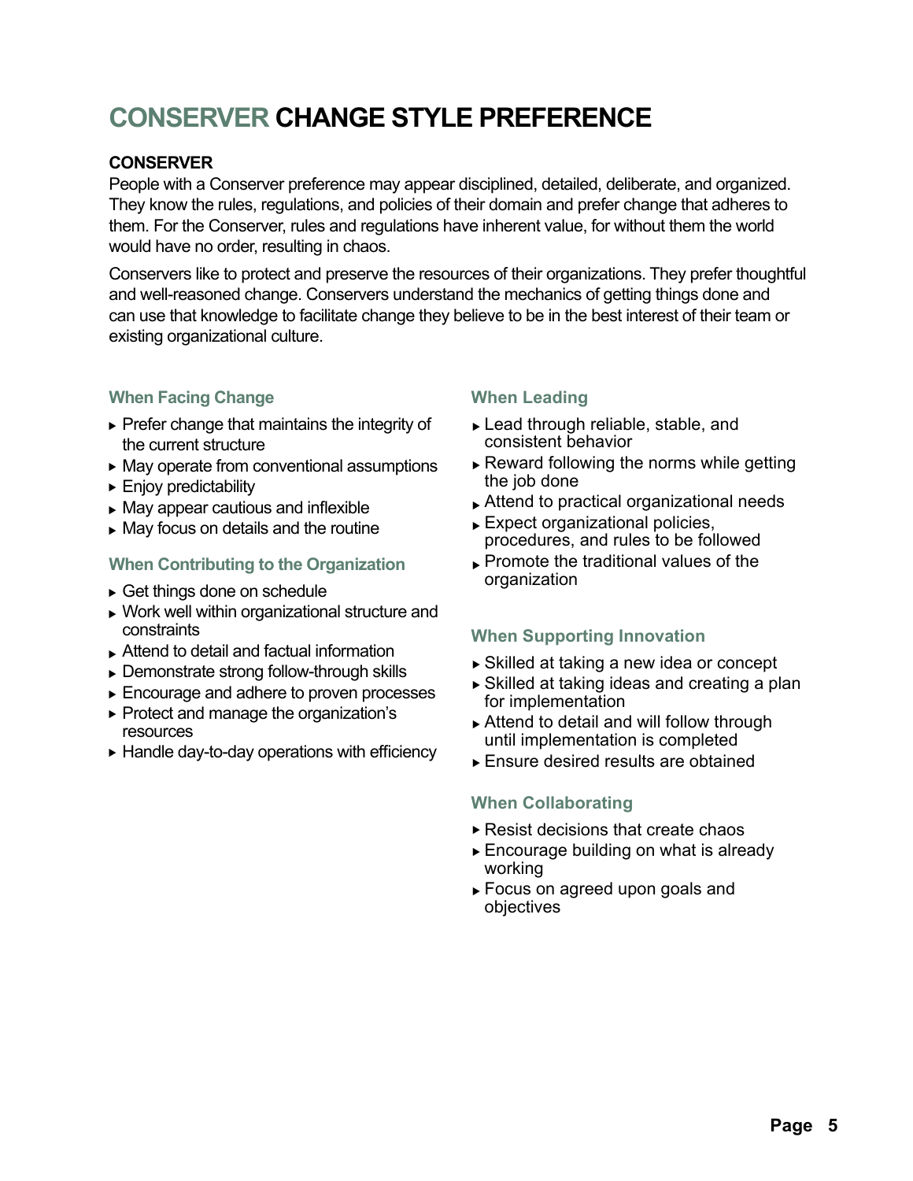# CONSERVER CHANGE STYLE PREFERENCE

**CONSERVER**

People with a Conserver preference may appear disciplined, detailed, deliberate, and organized. They know the rules, regulations, and policies of their domain and prefer change that adheres to them. For the Conserver, rules and regulations have inherent value, for without them the world would have no order, resulting in chaos.

Conservers like to protect and preserve the resources of their organizations. They prefer thoughtful and well-reasoned change. Conservers understand the mechanics of getting things done and can use that knowledge to facilitate change they believe to be in the best interest of their team or existing organizational culture.

### When Facing Change

- Prefer change that maintains the integrity of the current structure
- May operate from conventional assumptions
- Enjoy predictability
- May appear cautious and inflexible
- May focus on details and the routine

### When Contributing to the Organization

- Get things done on schedule
- Work well within organizational structure and constraints
- Attend to detail and factual information
- Demonstrate strong follow-through skills
- Encourage and adhere to proven processes
- Protect and manage the organization's resources
- Handle day-to-day operations with efficiency

### When Leading

- Lead through reliable, stable, and consistent behavior
- Reward following the norms while getting the job done
- Attend to practical organizational needs
- Expect organizational policies, procedures, and rules to be followed
- Promote the traditional values of the organization

### When Supporting Innovation

- Skilled at taking a new idea or concept
- Skilled at taking ideas and creating a plan for implementation
- Attend to detail and will follow through until implementation is completed
- Ensure desired results are obtained

### When Collaborating

- Resist decisions that create chaos
- Encourage building on what is already working
- Focus on agreed upon goals and objectives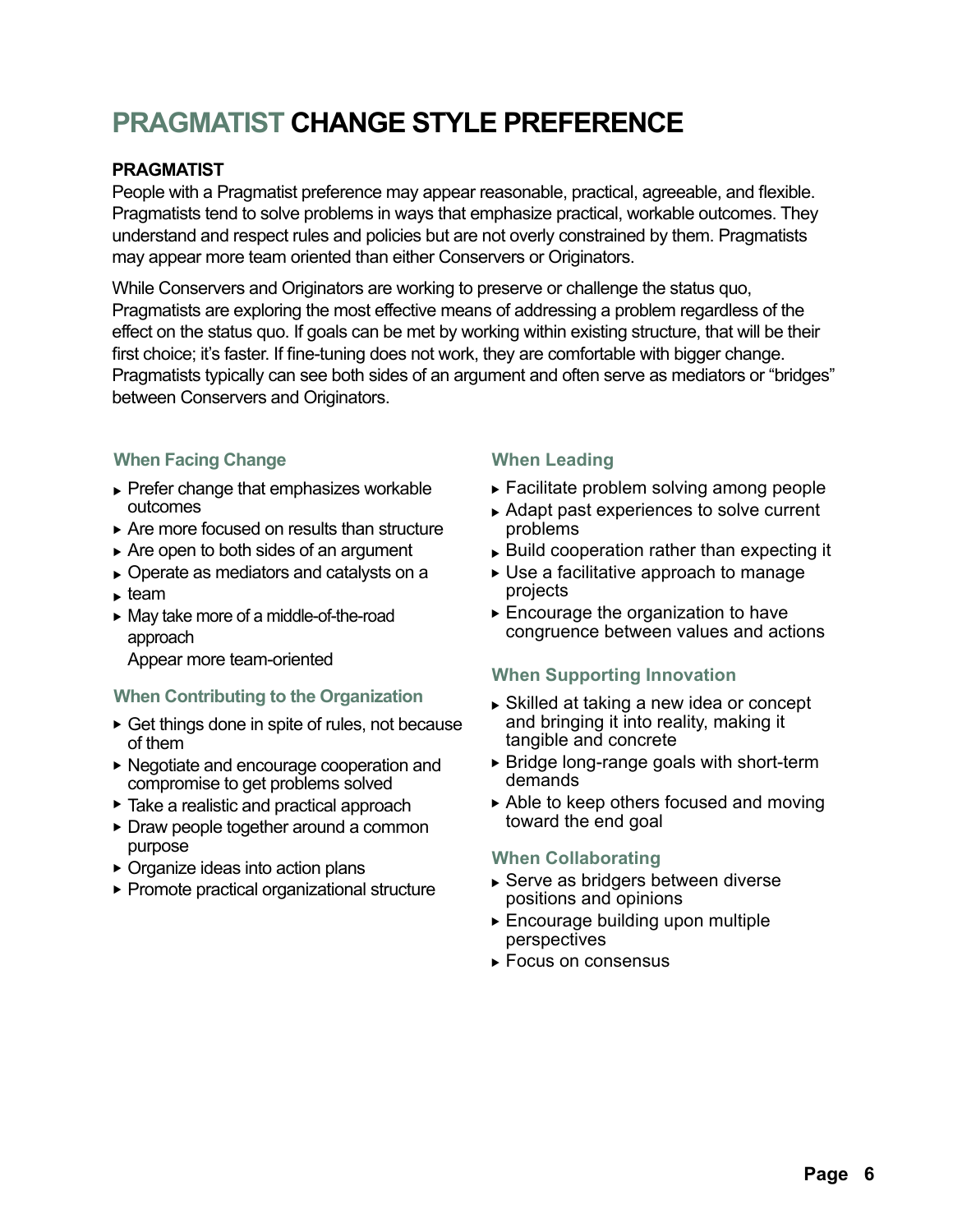# PRAGMATIST CHANGE STYLE PREFERENCE

**PRAGMATIST**

People with a Pragmatist preference may appear reasonable, practical, agreeable, and flexible. Pragmatists tend to solve problems in ways that emphasize practical, workable outcomes. They understand and respect rules and policies but are not overly constrained by them. Pragmatists may appear more team oriented than either Conservers or Originators.

While Conservers and Originators are working to preserve or challenge the status quo, Pragmatists are exploring the most effective means of addressing a problem regardless of the effect on the status quo. If goals can be met by working within existing structure, that will be their first choice; it's faster. If fine-tuning does not work, they are comfortable with bigger change. Pragmatists typically can see both sides of an argument and often serve as mediators or "bridges" between Conservers and Originators.

### When Facing Change

- Prefer change that emphasizes workable outcomes
- Are more focused on results than structure
- Are open to both sides of an argument
- Operate as mediators and catalysts on a
- team
- May take more of a middle-of-the-road approach

  Appear more team-oriented

### When Contributing to the Organization

- Get things done in spite of rules, not because of them
- Negotiate and encourage cooperation and compromise to get problems solved
- Take a realistic and practical approach
- Draw people together around a common purpose
- Organize ideas into action plans
- Promote practical organizational structure

### When Leading

- Facilitate problem solving among people
- Adapt past experiences to solve current problems
- Build cooperation rather than expecting it
- Use a facilitative approach to manage projects
- Encourage the organization to have congruence between values and actions

### When Supporting Innovation

- Skilled at taking a new idea or concept and bringing it into reality, making it tangible and concrete
- Bridge long-range goals with short-term demands
- Able to keep others focused and moving toward the end goal

### When Collaborating

- Serve as bridgers between diverse positions and opinions
- Encourage building upon multiple perspectives
- Focus on consensus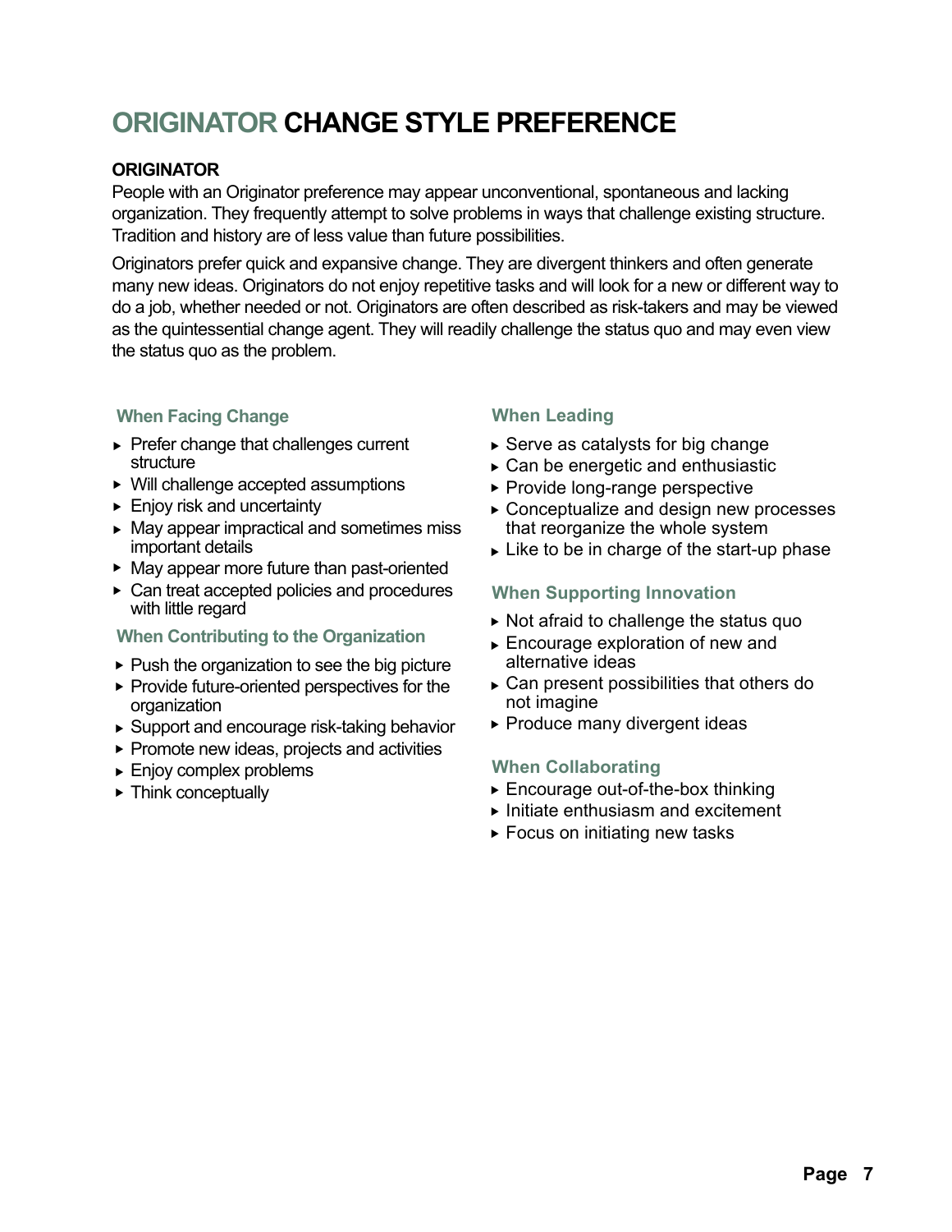# ORIGINATOR CHANGE STYLE PREFERENCE

**ORIGINATOR**

People with an Originator preference may appear unconventional, spontaneous and lacking organization. They frequently attempt to solve problems in ways that challenge existing structure. Tradition and history are of less value than future possibilities.

Originators prefer quick and expansive change. They are divergent thinkers and often generate many new ideas. Originators do not enjoy repetitive tasks and will look for a new or different way to do a job, whether needed or not. Originators are often described as risk-takers and may be viewed as the quintessential change agent. They will readily challenge the status quo and may even view the status quo as the problem.

### When Facing Change

- Prefer change that challenges current structure
- Will challenge accepted assumptions
- Enjoy risk and uncertainty
- May appear impractical and sometimes miss important details
- May appear more future than past-oriented
- Can treat accepted policies and procedures with little regard

### When Contributing to the Organization

- Push the organization to see the big picture
- Provide future-oriented perspectives for the organization
- Support and encourage risk-taking behavior
- Promote new ideas, projects and activities
- Enjoy complex problems
- Think conceptually

### When Leading

- Serve as catalysts for big change
- Can be energetic and enthusiastic
- Provide long-range perspective
- Conceptualize and design new processes that reorganize the whole system
- Like to be in charge of the start-up phase

### When Supporting Innovation

- Not afraid to challenge the status quo
- Encourage exploration of new and alternative ideas
- Can present possibilities that others do not imagine
- Produce many divergent ideas

### When Collaborating

- Encourage out-of-the-box thinking
- Initiate enthusiasm and excitement
- Focus on initiating new tasks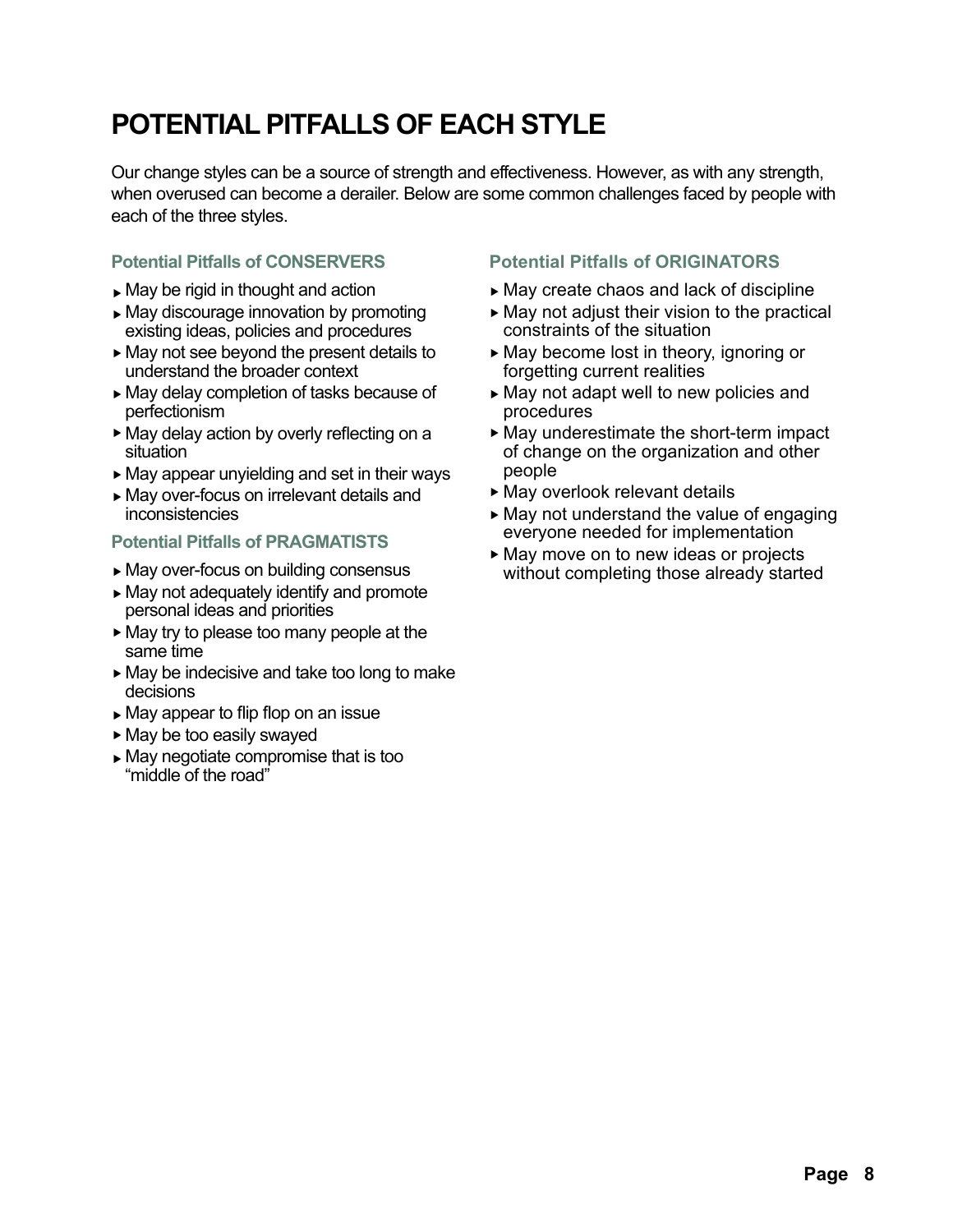# POTENTIAL PITFALLS OF EACH STYLE

Our change styles can be a source of strength and effectiveness. However, as with any strength, when overused can become a derailer. Below are some common challenges faced by people with each of the three styles.

### Potential Pitfalls of CONSERVERS

- May be rigid in thought and action
- May discourage innovation by promoting existing ideas, policies and procedures
- May not see beyond the present details to understand the broader context
- May delay completion of tasks because of perfectionism
- May delay action by overly reflecting on a situation
- May appear unyielding and set in their ways
- May over-focus on irrelevant details and inconsistencies

### Potential Pitfalls of PRAGMATISTS

- May over-focus on building consensus
- May not adequately identify and promote personal ideas and priorities
- May try to please too many people at the same time
- May be indecisive and take too long to make decisions
- May appear to flip flop on an issue
- May be too easily swayed
- May negotiate compromise that is too "middle of the road"

### Potential Pitfalls of ORIGINATORS

- May create chaos and lack of discipline
- May not adjust their vision to the practical constraints of the situation
- May become lost in theory, ignoring or forgetting current realities
- May not adapt well to new policies and procedures
- May underestimate the short-term impact of change on the organization and other people
- May overlook relevant details
- May not understand the value of engaging everyone needed for implementation
- May move on to new ideas or projects without completing those already started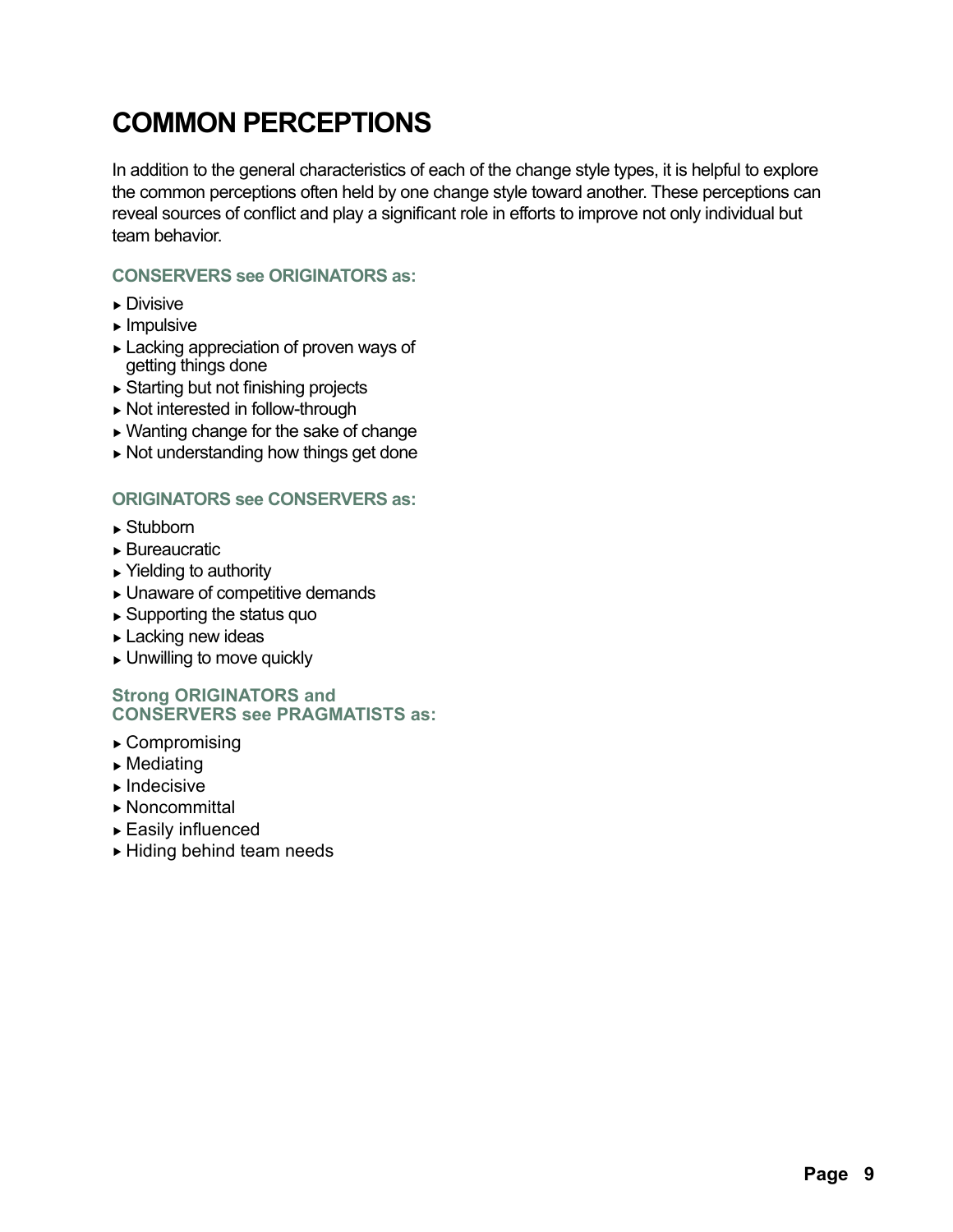# COMMON PERCEPTIONS

In addition to the general characteristics of each of the change style types, it is helpful to explore the common perceptions often held by one change style toward another. These perceptions can reveal sources of conflict and play a significant role in efforts to improve not only individual but team behavior.

### CONSERVERS see ORIGINATORS as:

- Divisive
- Impulsive
- Lacking appreciation of proven ways of getting things done
- Starting but not finishing projects
- Not interested in follow-through
- Wanting change for the sake of change
- Not understanding how things get done

### ORIGINATORS see CONSERVERS as:

- Stubborn
- Bureaucratic
- Yielding to authority
- Unaware of competitive demands
- Supporting the status quo
- Lacking new ideas
- Unwilling to move quickly

### Strong ORIGINATORS and CONSERVERS see PRAGMATISTS as:

- Compromising
- Mediating
- Indecisive
- Noncommittal
- Easily influenced
- Hiding behind team needs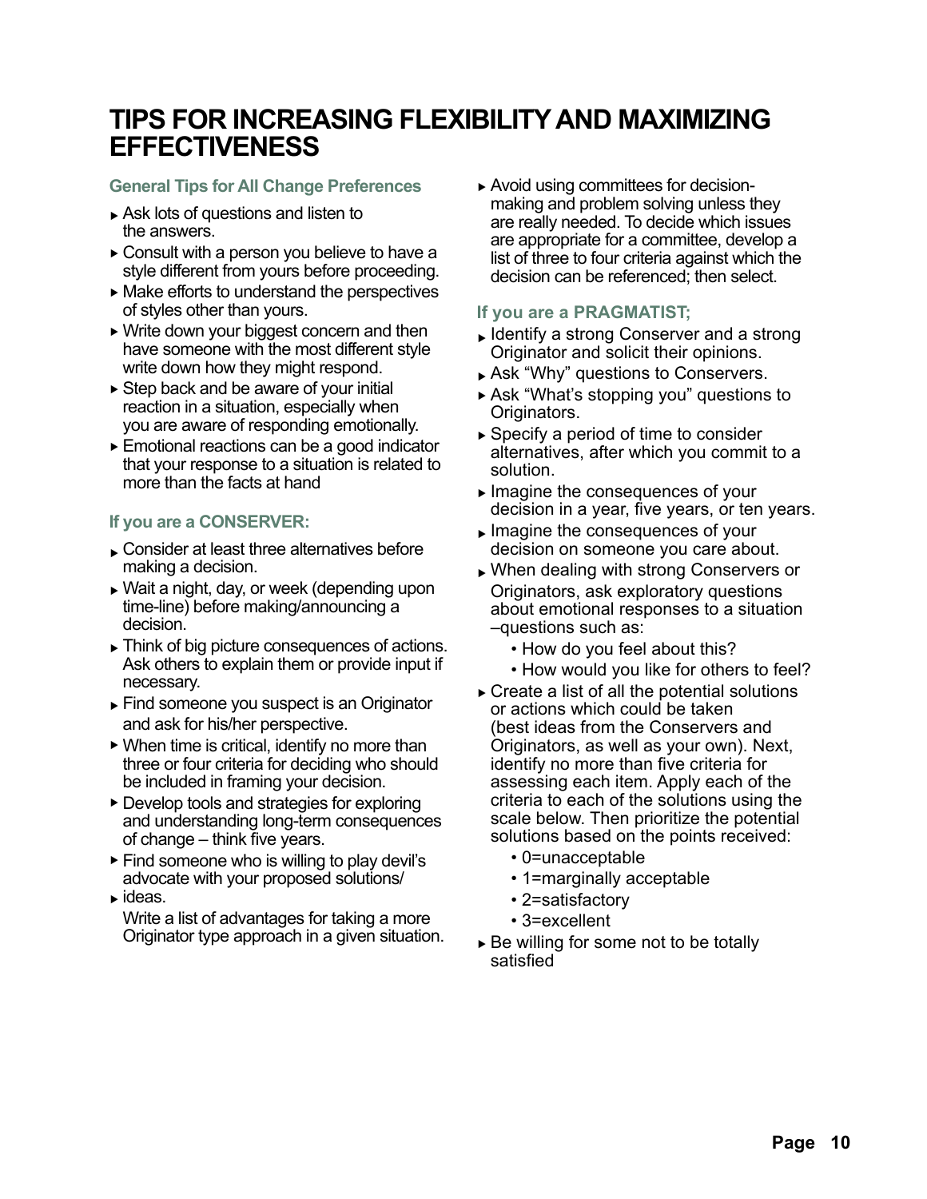# TIPS FOR INCREASING FLEXIBILITY AND MAXIMIZING EFFECTIVENESS

### General Tips for All Change Preferences

- Ask lots of questions and listen to the answers.
- Consult with a person you believe to have a style different from yours before proceeding.
- Make efforts to understand the perspectives of styles other than yours.
- Write down your biggest concern and then have someone with the most different style write down how they might respond.
- Step back and be aware of your initial reaction in a situation, especially when you are aware of responding emotionally.
- Emotional reactions can be a good indicator that your response to a situation is related to more than the facts at hand

### If you are a CONSERVER:

- Consider at least three alternatives before making a decision.
- Wait a night, day, or week (depending upon time-line) before making/announcing a decision.
- Think of big picture consequences of actions. Ask others to explain them or provide input if necessary.
- Find someone you suspect is an Originator and ask for his/her perspective.
- When time is critical, identify no more than three or four criteria for deciding who should be included in framing your decision.
- Develop tools and strategies for exploring and understanding long-term consequences of change – think five years.
- Find someone who is willing to play devil's advocate with your proposed solutions/
- ideas.
  Write a list of advantages for taking a more Originator type approach in a given situation.
- Avoid using committees for decision-making and problem solving unless they are really needed. To decide which issues are appropriate for a committee, develop a list of three to four criteria against which the decision can be referenced; then select.

### If you are a PRAGMATIST;

- Identify a strong Conserver and a strong Originator and solicit their opinions.
- Ask "Why" questions to Conservers.
- Ask "What's stopping you" questions to Originators.
- Specify a period of time to consider alternatives, after which you commit to a solution.
- Imagine the consequences of your decision in a year, five years, or ten years.
- Imagine the consequences of your decision on someone you care about.
- When dealing with strong Conservers or Originators, ask exploratory questions about emotional responses to a situation –questions such as:
  - How do you feel about this?
  - How would you like for others to feel?
- Create a list of all the potential solutions or actions which could be taken (best ideas from the Conservers and Originators, as well as your own). Next, identify no more than five criteria for assessing each item. Apply each of the criteria to each of the solutions using the scale below. Then prioritize the potential solutions based on the points received:
  - 0=unacceptable
  - 1=marginally acceptable
  - 2=satisfactory
  - 3=excellent
- Be willing for some not to be totally satisfied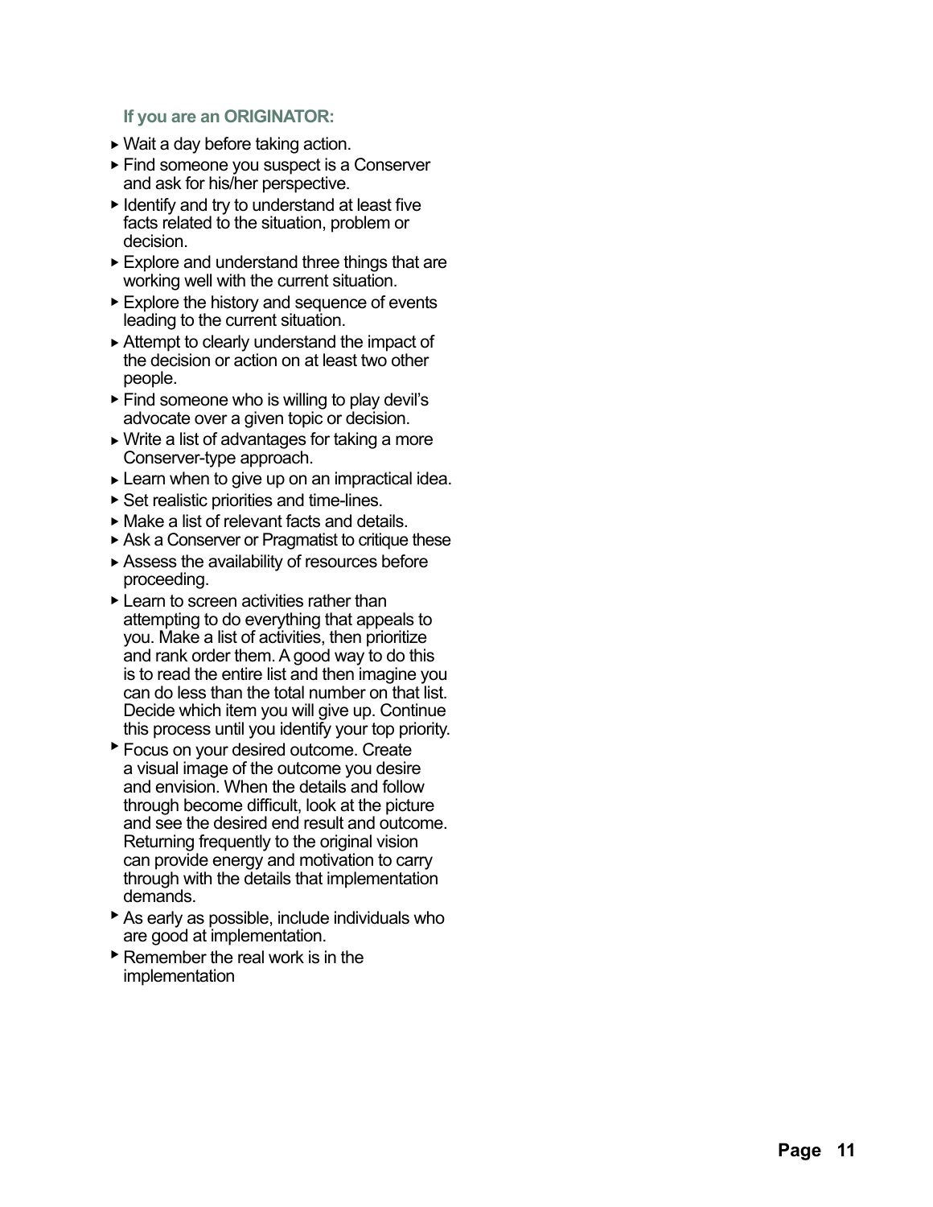### If you are an ORIGINATOR:

- Wait a day before taking action.
- Find someone you suspect is a Conserver and ask for his/her perspective.
- Identify and try to understand at least five facts related to the situation, problem or decision.
- Explore and understand three things that are working well with the current situation.
- Explore the history and sequence of events leading to the current situation.
- Attempt to clearly understand the impact of the decision or action on at least two other people.
- Find someone who is willing to play devil's advocate over a given topic or decision.
- Write a list of advantages for taking a more Conserver-type approach.
- Learn when to give up on an impractical idea.
- Set realistic priorities and time-lines.
- Make a list of relevant facts and details.
- Ask a Conserver or Pragmatist to critique these
- Assess the availability of resources before proceeding.
- Learn to screen activities rather than attempting to do everything that appeals to you. Make a list of activities, then prioritize and rank order them. A good way to do this is to read the entire list and then imagine you can do less than the total number on that list. Decide which item you will give up. Continue this process until you identify your top priority.
- Focus on your desired outcome. Create a visual image of the outcome you desire and envision. When the details and follow through become difficult, look at the picture and see the desired end result and outcome. Returning frequently to the original vision can provide energy and motivation to carry through with the details that implementation demands.
- As early as possible, include individuals who are good at implementation.
- Remember the real work is in the implementation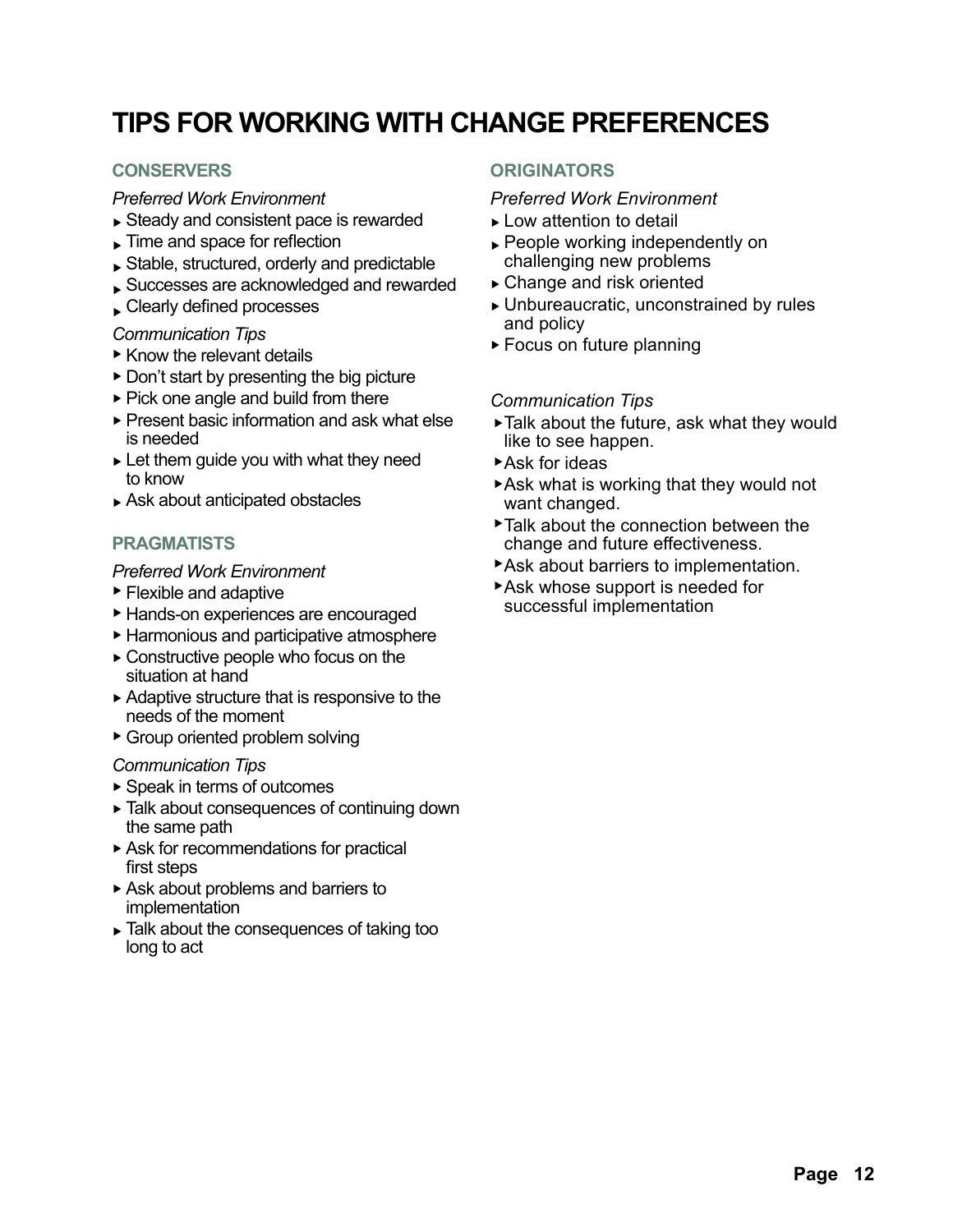# TIPS FOR WORKING WITH CHANGE PREFERENCES

## CONSERVERS

*Preferred Work Environment*

- Steady and consistent pace is rewarded
- Time and space for reflection
- Stable, structured, orderly and predictable
- Successes are acknowledged and rewarded
- Clearly defined processes

*Communication Tips*

- Know the relevant details
- Don't start by presenting the big picture
- Pick one angle and build from there
- Present basic information and ask what else is needed
- Let them guide you with what they need to know
- Ask about anticipated obstacles

## PRAGMATISTS

*Preferred Work Environment*

- Flexible and adaptive
- Hands-on experiences are encouraged
- Harmonious and participative atmosphere
- Constructive people who focus on the situation at hand
- Adaptive structure that is responsive to the needs of the moment
- Group oriented problem solving

*Communication Tips*

- Speak in terms of outcomes
- Talk about consequences of continuing down the same path
- Ask for recommendations for practical first steps
- Ask about problems and barriers to implementation
- Talk about the consequences of taking too long to act

## ORIGINATORS

*Preferred Work Environment*

- Low attention to detail
- People working independently on challenging new problems
- Change and risk oriented
- Unbureaucratic, unconstrained by rules and policy
- Focus on future planning

*Communication Tips*

- Talk about the future, ask what they would like to see happen.
- Ask for ideas
- Ask what is working that they would not want changed.
- Talk about the connection between the change and future effectiveness.
- Ask about barriers to implementation.
- Ask whose support is needed for successful implementation